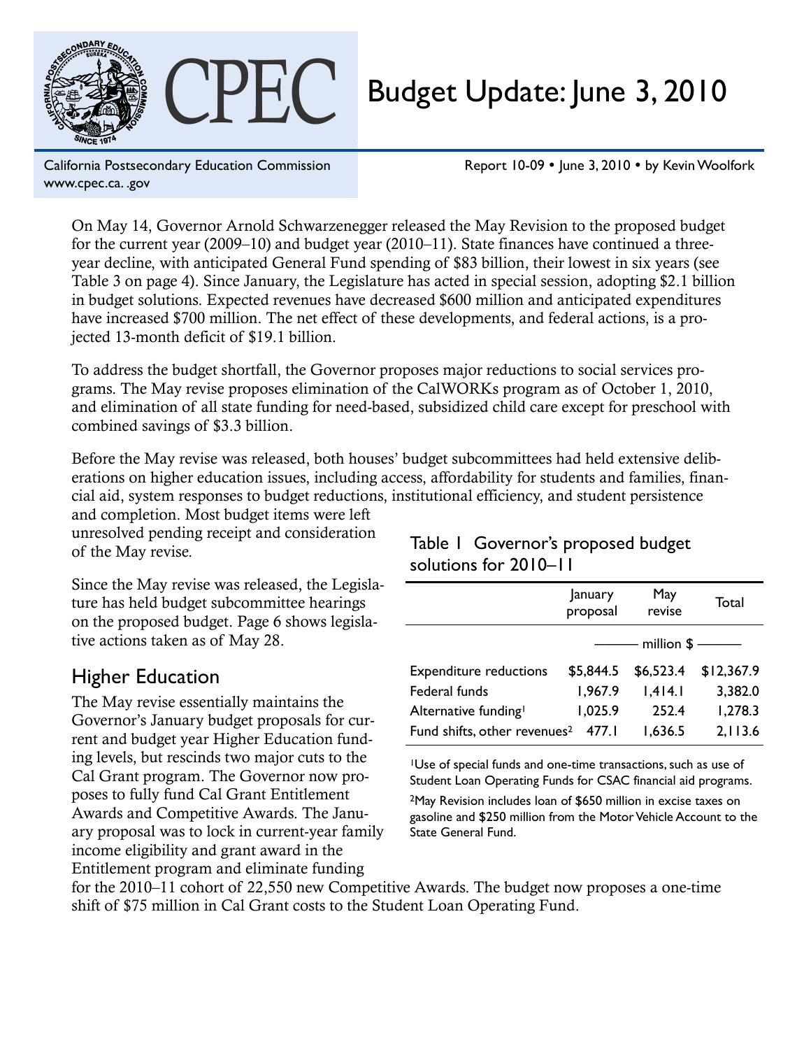# CPEC

# Budget Update: June 3, 2010

California Postsecondary Education Commission
www.cpec.ca. .gov

Report 10-09 • June 3, 2010 • by Kevin Woolfork

On May 14, Governor Arnold Schwarzenegger released the May Revision to the proposed budget for the current year (2009–10) and budget year (2010–11). State finances have continued a three-year decline, with anticipated General Fund spending of $83 billion, their lowest in six years (see Table 3 on page 4). Since January, the Legislature has acted in special session, adopting $2.1 billion in budget solutions. Expected revenues have decreased $600 million and anticipated expenditures have increased $700 million. The net effect of these developments, and federal actions, is a projected 13-month deficit of $19.1 billion.

To address the budget shortfall, the Governor proposes major reductions to social services programs. The May revise proposes elimination of the CalWORKs program as of October 1, 2010, and elimination of all state funding for need-based, subsidized child care except for preschool with combined savings of $3.3 billion.

Before the May revise was released, both houses' budget subcommittees had held extensive deliberations on higher education issues, including access, affordability for students and families, financial aid, system responses to budget reductions, institutional efficiency, and student persistence and completion. Most budget items were left unresolved pending receipt and consideration of the May revise.

Since the May revise was released, the Legislature has held budget subcommittee hearings on the proposed budget. Page 6 shows legislative actions taken as of May 28.

## Higher Education

The May revise essentially maintains the Governor's January budget proposals for current and budget year Higher Education funding levels, but rescinds two major cuts to the Cal Grant program. The Governor now proposes to fully fund Cal Grant Entitlement Awards and Competitive Awards. The January proposal was to lock in current-year family income eligibility and grant award in the Entitlement program and eliminate funding for the 2010–11 cohort of 22,550 new Competitive Awards. The budget now proposes a one-time shift of $75 million in Cal Grant costs to the Student Loan Operating Fund.

### Table 1 Governor's proposed budget solutions for 2010–11

| | January proposal | May revise | Total |
|---|---|---|---|
| | million $ | | |
| Expenditure reductions | $5,844.5 | $6,523.4 | $12,367.9 |
| Federal funds | 1,967.9 | 1,414.1 | 3,382.0 |
| Alternative funding[1] | 1,025.9 | 252.4 | 1,278.3 |
| Fund shifts, other revenues[2] | 477.1 | 1,636.5 | 2,113.6 |

[1]Use of special funds and one-time transactions, such as use of Student Loan Operating Funds for CSAC financial aid programs.

[2]May Revision includes loan of $650 million in excise taxes on gasoline and $250 million from the Motor Vehicle Account to the State General Fund.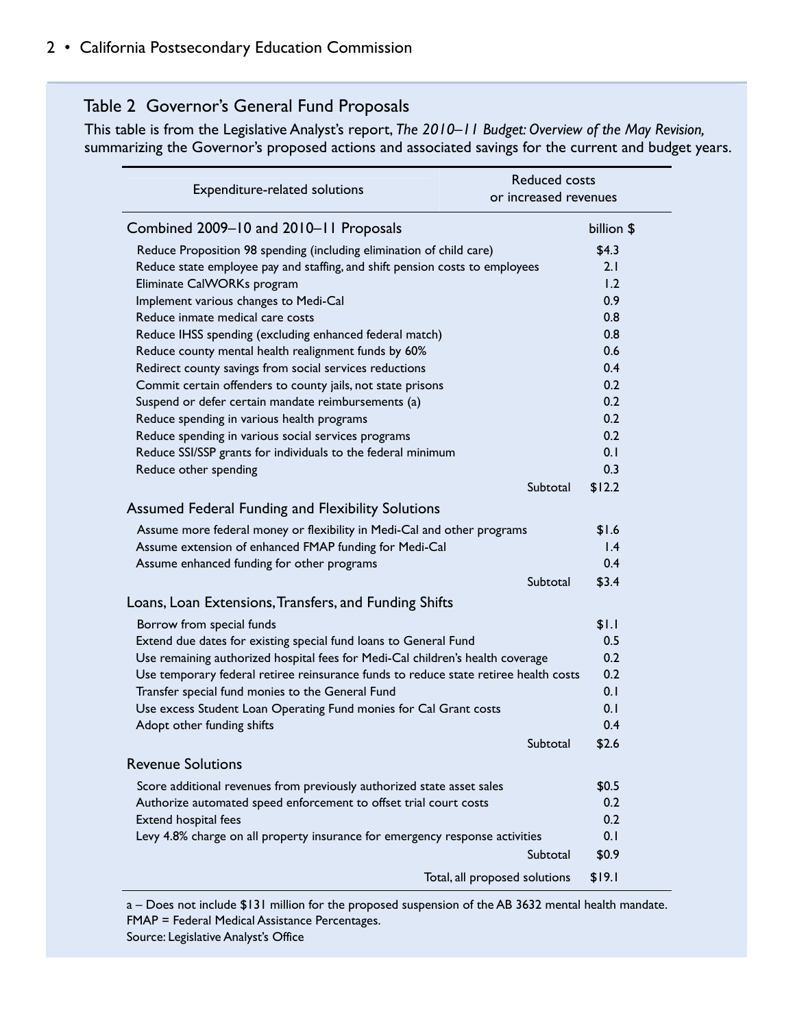## Table 2 Governor's General Fund Proposals

This table is from the Legislative Analyst's report, *The 2010–11 Budget: Overview of the May Revision,* summarizing the Governor's proposed actions and associated savings for the current and budget years.

| Expenditure-related solutions | Reduced costs or increased revenues |
|---|---|
| **Combined 2009–10 and 2010–11 Proposals** | billion $ |
| Reduce Proposition 98 spending (including elimination of child care) | $4.3 |
| Reduce state employee pay and staffing, and shift pension costs to employees | 2.1 |
| Eliminate CalWORKs program | 1.2 |
| Implement various changes to Medi-Cal | 0.9 |
| Reduce inmate medical care costs | 0.8 |
| Reduce IHSS spending (excluding enhanced federal match) | 0.8 |
| Reduce county mental health realignment funds by 60% | 0.6 |
| Redirect county savings from social services reductions | 0.4 |
| Commit certain offenders to county jails, not state prisons | 0.2 |
| Suspend or defer certain mandate reimbursements (a) | 0.2 |
| Reduce spending in various health programs | 0.2 |
| Reduce spending in various social services programs | 0.2 |
| Reduce SSI/SSP grants for individuals to the federal minimum | 0.1 |
| Reduce other spending | 0.3 |
| Subtotal | $12.2 |
| **Assumed Federal Funding and Flexibility Solutions** | |
| Assume more federal money or flexibility in Medi-Cal and other programs | $1.6 |
| Assume extension of enhanced FMAP funding for Medi-Cal | 1.4 |
| Assume enhanced funding for other programs | 0.4 |
| Subtotal | $3.4 |
| **Loans, Loan Extensions, Transfers, and Funding Shifts** | |
| Borrow from special funds | $1.1 |
| Extend due dates for existing special fund loans to General Fund | 0.5 |
| Use remaining authorized hospital fees for Medi-Cal children's health coverage | 0.2 |
| Use temporary federal retiree reinsurance funds to reduce state retiree health costs | 0.2 |
| Transfer special fund monies to the General Fund | 0.1 |
| Use excess Student Loan Operating Fund monies for Cal Grant costs | 0.1 |
| Adopt other funding shifts | 0.4 |
| Subtotal | $2.6 |
| **Revenue Solutions** | |
| Score additional revenues from previously authorized state asset sales | $0.5 |
| Authorize automated speed enforcement to offset trial court costs | 0.2 |
| Extend hospital fees | 0.2 |
| Levy 4.8% charge on all property insurance for emergency response activities | 0.1 |
| Subtotal | $0.9 |
| Total, all proposed solutions | $19.1 |

a – Does not include $131 million for the proposed suspension of the AB 3632 mental health mandate.
FMAP = Federal Medical Assistance Percentages.
Source: Legislative Analyst's Office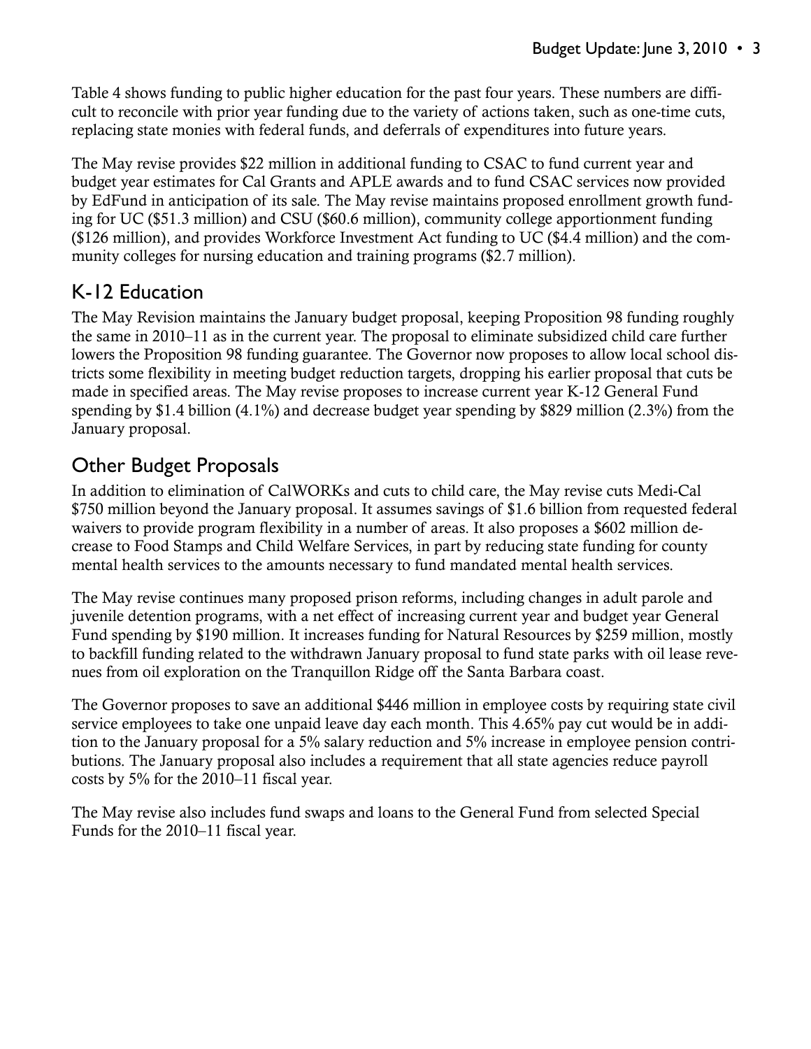Table 4 shows funding to public higher education for the past four years. These numbers are difficult to reconcile with prior year funding due to the variety of actions taken, such as one-time cuts, replacing state monies with federal funds, and deferrals of expenditures into future years.

The May revise provides $22 million in additional funding to CSAC to fund current year and budget year estimates for Cal Grants and APLE awards and to fund CSAC services now provided by EdFund in anticipation of its sale. The May revise maintains proposed enrollment growth funding for UC ($51.3 million) and CSU ($60.6 million), community college apportionment funding ($126 million), and provides Workforce Investment Act funding to UC ($4.4 million) and the community colleges for nursing education and training programs ($2.7 million).

## K-12 Education

The May Revision maintains the January budget proposal, keeping Proposition 98 funding roughly the same in 2010–11 as in the current year. The proposal to eliminate subsidized child care further lowers the Proposition 98 funding guarantee. The Governor now proposes to allow local school districts some flexibility in meeting budget reduction targets, dropping his earlier proposal that cuts be made in specified areas. The May revise proposes to increase current year K-12 General Fund spending by $1.4 billion (4.1%) and decrease budget year spending by $829 million (2.3%) from the January proposal.

## Other Budget Proposals

In addition to elimination of CalWORKs and cuts to child care, the May revise cuts Medi-Cal $750 million beyond the January proposal. It assumes savings of $1.6 billion from requested federal waivers to provide program flexibility in a number of areas. It also proposes a $602 million decrease to Food Stamps and Child Welfare Services, in part by reducing state funding for county mental health services to the amounts necessary to fund mandated mental health services.

The May revise continues many proposed prison reforms, including changes in adult parole and juvenile detention programs, with a net effect of increasing current year and budget year General Fund spending by $190 million. It increases funding for Natural Resources by $259 million, mostly to backfill funding related to the withdrawn January proposal to fund state parks with oil lease revenues from oil exploration on the Tranquillon Ridge off the Santa Barbara coast.

The Governor proposes to save an additional $446 million in employee costs by requiring state civil service employees to take one unpaid leave day each month. This 4.65% pay cut would be in addition to the January proposal for a 5% salary reduction and 5% increase in employee pension contributions. The January proposal also includes a requirement that all state agencies reduce payroll costs by 5% for the 2010–11 fiscal year.

The May revise also includes fund swaps and loans to the General Fund from selected Special Funds for the 2010–11 fiscal year.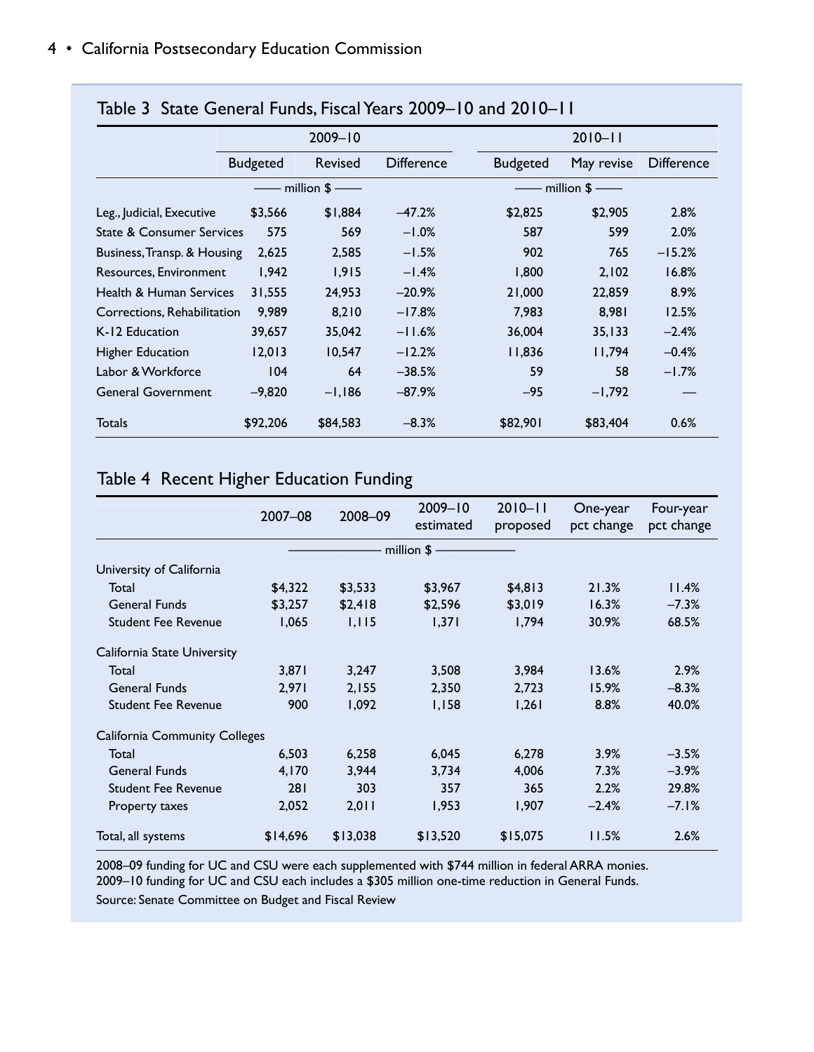### Table 3 State General Funds, Fiscal Years 2009–10 and 2010–11

| | 2009–10 | | | 2010–11 | | |
|---|---|---|---|---|---|---|
| | Budgeted | Revised | Difference | Budgeted | May revise | Difference |
| | million $ | | | million $ | | |
| Leg., Judicial, Executive | $3,566 | $1,884 | –47.2% | $2,825 | $2,905 | 2.8% |
| State & Consumer Services | 575 | 569 | –1.0% | 587 | 599 | 2.0% |
| Business, Transp. & Housing | 2,625 | 2,585 | –1.5% | 902 | 765 | –15.2% |
| Resources, Environment | 1,942 | 1,915 | –1.4% | 1,800 | 2,102 | 16.8% |
| Health & Human Services | 31,555 | 24,953 | –20.9% | 21,000 | 22,859 | 8.9% |
| Corrections, Rehabilitation | 9,989 | 8,210 | –17.8% | 7,983 | 8,981 | 12.5% |
| K-12 Education | 39,657 | 35,042 | –11.6% | 36,004 | 35,133 | –2.4% |
| Higher Education | 12,013 | 10,547 | –12.2% | 11,836 | 11,794 | –0.4% |
| Labor & Workforce | 104 | 64 | –38.5% | 59 | 58 | –1.7% |
| General Government | –9,820 | –1,186 | –87.9% | –95 | –1,792 | — |
| Totals | $92,206 | $84,583 | –8.3% | $82,901 | $83,404 | 0.6% |

### Table 4 Recent Higher Education Funding

| | 2007–08 | 2008–09 | 2009–10 estimated | 2010–11 proposed | One-year pct change | Four-year pct change |
|---|---|---|---|---|---|---|
| | million $ | | | | | |
| **University of California** | | | | | | |
| Total | $4,322 | $3,533 | $3,967 | $4,813 | 21.3% | 11.4% |
| General Funds | $3,257 | $2,418 | $2,596 | $3,019 | 16.3% | –7.3% |
| Student Fee Revenue | 1,065 | 1,115 | 1,371 | 1,794 | 30.9% | 68.5% |
| **California State University** | | | | | | |
| Total | 3,871 | 3,247 | 3,508 | 3,984 | 13.6% | 2.9% |
| General Funds | 2,971 | 2,155 | 2,350 | 2,723 | 15.9% | –8.3% |
| Student Fee Revenue | 900 | 1,092 | 1,158 | 1,261 | 8.8% | 40.0% |
| **California Community Colleges** | | | | | | |
| Total | 6,503 | 6,258 | 6,045 | 6,278 | 3.9% | –3.5% |
| General Funds | 4,170 | 3,944 | 3,734 | 4,006 | 7.3% | –3.9% |
| Student Fee Revenue | 281 | 303 | 357 | 365 | 2.2% | 29.8% |
| Property taxes | 2,052 | 2,011 | 1,953 | 1,907 | –2.4% | –7.1% |
| Total, all systems | $14,696 | $13,038 | $13,520 | $15,075 | 11.5% | 2.6% |

2008–09 funding for UC and CSU were each supplemented with $744 million in federal ARRA monies.
2009–10 funding for UC and CSU each includes a $305 million one-time reduction in General Funds.

Source: Senate Committee on Budget and Fiscal Review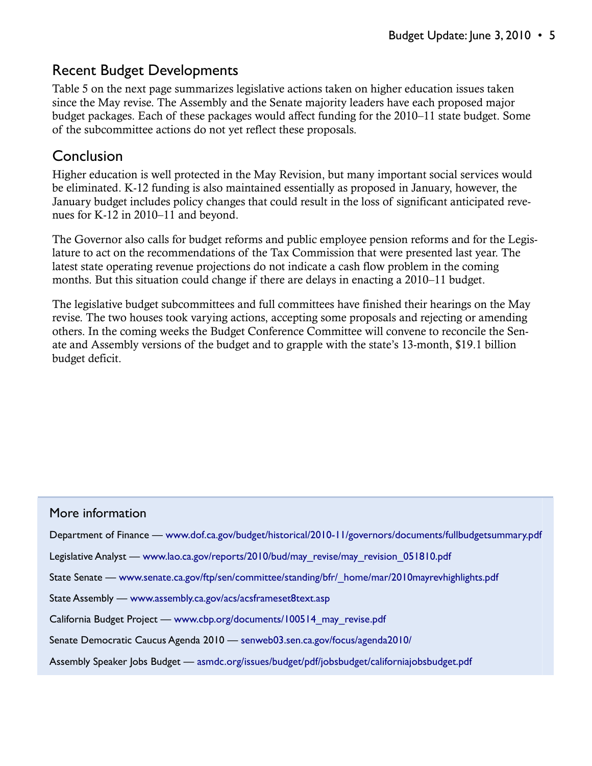## Recent Budget Developments

Table 5 on the next page summarizes legislative actions taken on higher education issues taken since the May revise. The Assembly and the Senate majority leaders have each proposed major budget packages. Each of these packages would affect funding for the 2010–11 state budget. Some of the subcommittee actions do not yet reflect these proposals.

## Conclusion

Higher education is well protected in the May Revision, but many important social services would be eliminated. K-12 funding is also maintained essentially as proposed in January, however, the January budget includes policy changes that could result in the loss of significant anticipated revenues for K-12 in 2010–11 and beyond.

The Governor also calls for budget reforms and public employee pension reforms and for the Legislature to act on the recommendations of the Tax Commission that were presented last year. The latest state operating revenue projections do not indicate a cash flow problem in the coming months. But this situation could change if there are delays in enacting a 2010–11 budget.

The legislative budget subcommittees and full committees have finished their hearings on the May revise. The two houses took varying actions, accepting some proposals and rejecting or amending others. In the coming weeks the Budget Conference Committee will convene to reconcile the Senate and Assembly versions of the budget and to grapple with the state's 13-month, $19.1 billion budget deficit.

### More information

Department of Finance — www.dof.ca.gov/budget/historical/2010-11/governors/documents/fullbudgetsummary.pdf

Legislative Analyst — www.lao.ca.gov/reports/2010/bud/may_revise/may_revision_051810.pdf

State Senate — www.senate.ca.gov/ftp/sen/committee/standing/bfr/_home/mar/2010mayrevhighlights.pdf

State Assembly — www.assembly.ca.gov/acs/acsframeset8text.asp

California Budget Project — www.cbp.org/documents/100514_may_revise.pdf

Senate Democratic Caucus Agenda 2010 — senweb03.sen.ca.gov/focus/agenda2010/

Assembly Speaker Jobs Budget — asmdc.org/issues/budget/pdf/jobsbudget/californiajobsbudget.pdf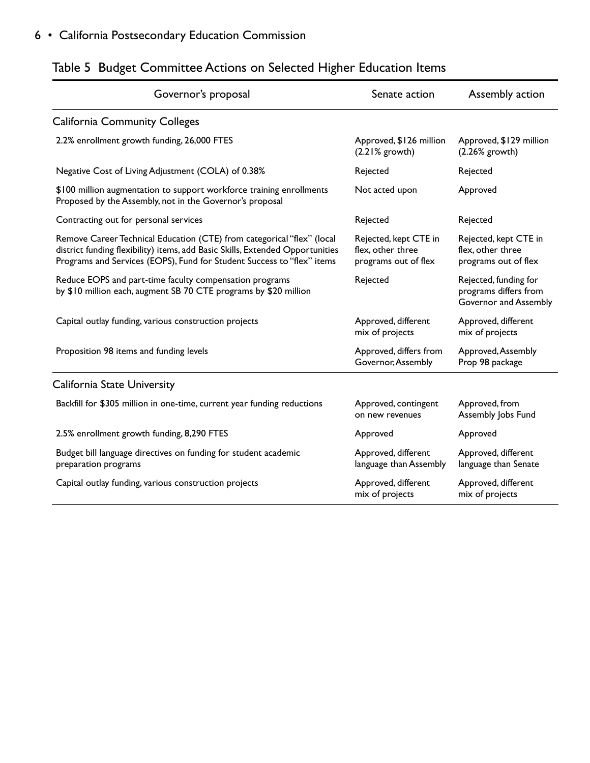## Table 5 Budget Committee Actions on Selected Higher Education Items

| Governor's proposal | Senate action | Assembly action |
|---|---|---|
| **California Community Colleges** | | |
| 2.2% enrollment growth funding, 26,000 FTES | Approved, $126 million (2.21% growth) | Approved, $129 million (2.26% growth) |
| Negative Cost of Living Adjustment (COLA) of 0.38% | Rejected | Rejected |
| $100 million augmentation to support workforce training enrollments Proposed by the Assembly, not in the Governor's proposal | Not acted upon | Approved |
| Contracting out for personal services | Rejected | Rejected |
| Remove Career Technical Education (CTE) from categorical "flex" (local district funding flexibility) items, add Basic Skills, Extended Opportunities Programs and Services (EOPS), Fund for Student Success to "flex" items | Rejected, kept CTE in flex, other three programs out of flex | Rejected, kept CTE in flex, other three programs out of flex |
| Reduce EOPS and part-time faculty compensation programs by $10 million each, augment SB 70 CTE programs by $20 million | Rejected | Rejected, funding for programs differs from Governor and Assembly |
| Capital outlay funding, various construction projects | Approved, different mix of projects | Approved, different mix of projects |
| Proposition 98 items and funding levels | Approved, differs from Governor, Assembly | Approved, Assembly Prop 98 package |
| **California State University** | | |
| Backfill for $305 million in one-time, current year funding reductions | Approved, contingent on new revenues | Approved, from Assembly Jobs Fund |
| 2.5% enrollment growth funding, 8,290 FTES | Approved | Approved |
| Budget bill language directives on funding for student academic preparation programs | Approved, different language than Assembly | Approved, different language than Senate |
| Capital outlay funding, various construction projects | Approved, different mix of projects | Approved, different mix of projects |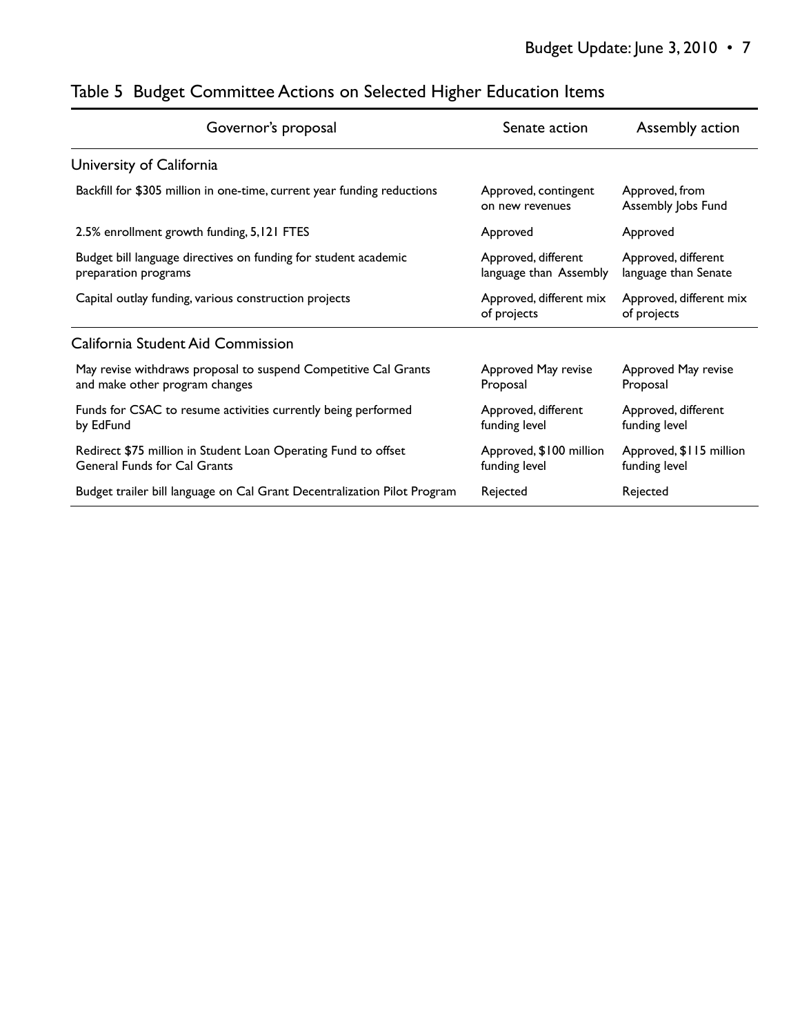## Table 5 Budget Committee Actions on Selected Higher Education Items

| Governor's proposal | Senate action | Assembly action |
|---|---|---|
| **University of California** | | |
| Backfill for $305 million in one-time, current year funding reductions | Approved, contingent on new revenues | Approved, from Assembly Jobs Fund |
| 2.5% enrollment growth funding, 5,121 FTES | Approved | Approved |
| Budget bill language directives on funding for student academic preparation programs | Approved, different language than Assembly | Approved, different language than Senate |
| Capital outlay funding, various construction projects | Approved, different mix of projects | Approved, different mix of projects |
| **California Student Aid Commission** | | |
| May revise withdraws proposal to suspend Competitive Cal Grants and make other program changes | Approved May revise Proposal | Approved May revise Proposal |
| Funds for CSAC to resume activities currently being performed by EdFund | Approved, different funding level | Approved, different funding level |
| Redirect $75 million in Student Loan Operating Fund to offset General Funds for Cal Grants | Approved, $100 million funding level | Approved, $115 million funding level |
| Budget trailer bill language on Cal Grant Decentralization Pilot Program | Rejected | Rejected |